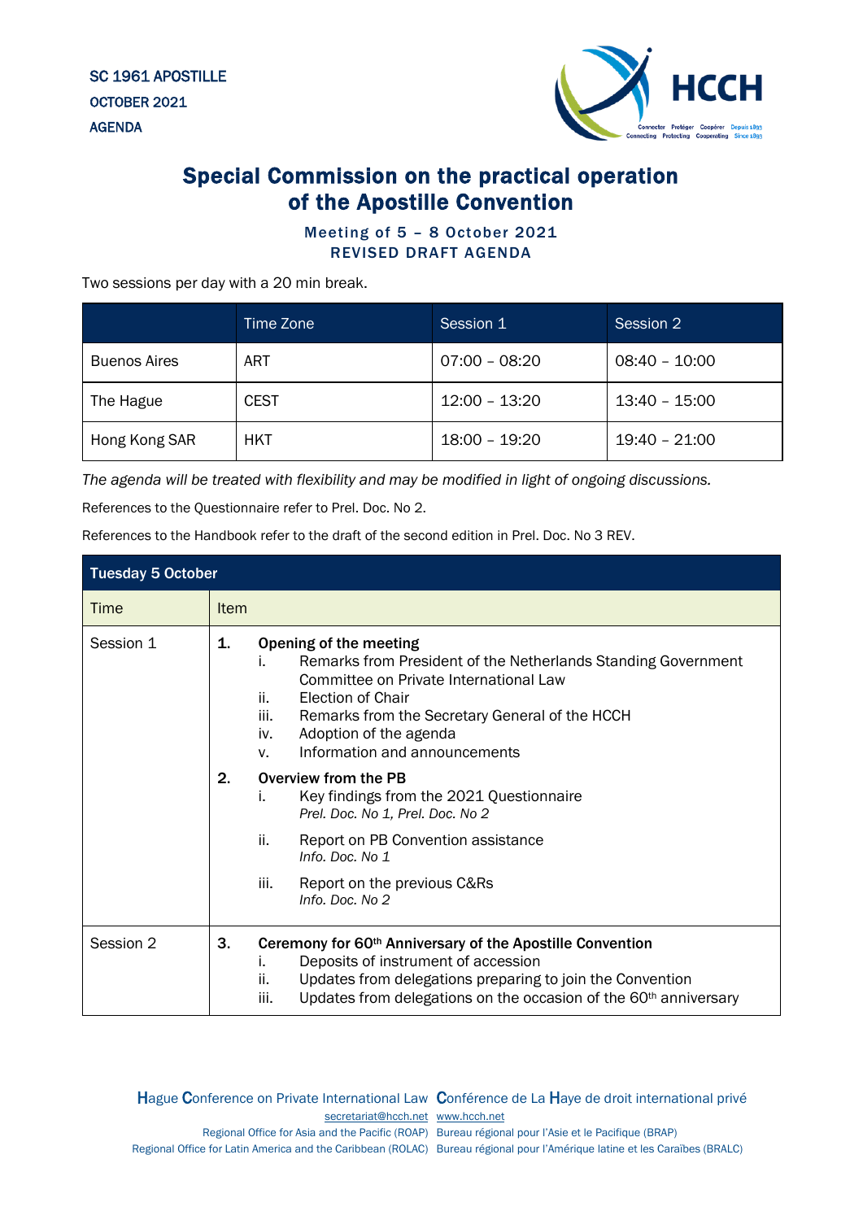SC 1961 APOSTILLE
OCTOBER 2021
AGENDA

# Special Commission on the practical operation of the Apostille Convention

### Meeting of 5 – 8 October 2021
### REVISED DRAFT AGENDA

Two sessions per day with a 20 min break.

| | Time Zone | Session 1 | Session 2 |
|---|---|---|---|
| Buenos Aires | ART | 07:00 – 08:20 | 08:40 – 10:00 |
| The Hague | CEST | 12:00 – 13:20 | 13:40 – 15:00 |
| Hong Kong SAR | HKT | 18:00 – 19:20 | 19:40 – 21:00 |

*The agenda will be treated with flexibility and may be modified in light of ongoing discussions.*

References to the Questionnaire refer to Prel. Doc. No 2.

References to the Handbook refer to the draft of the second edition in Prel. Doc. No 3 REV.

| **Tuesday 5 October** | |
|---|---|
| Time | Item |
| Session 1 | **1. Opening of the meeting**<br>i. Remarks from President of the Netherlands Standing Government Committee on Private International Law<br>ii. Election of Chair<br>iii. Remarks from the Secretary General of the HCCH<br>iv. Adoption of the agenda<br>v. Information and announcements<br><br>**2. Overview from the PB**<br>i. Key findings from the 2021 Questionnaire<br>*Prel. Doc. No 1, Prel. Doc. No 2*<br>ii. Report on PB Convention assistance<br>*Info. Doc. No 1*<br>iii. Report on the previous C&Rs<br>*Info. Doc. No 2* |
| Session 2 | **3. Ceremony for 60th Anniversary of the Apostille Convention**<br>i. Deposits of instrument of accession<br>ii. Updates from delegations preparing to join the Convention<br>iii. Updates from delegations on the occasion of the 60th anniversary |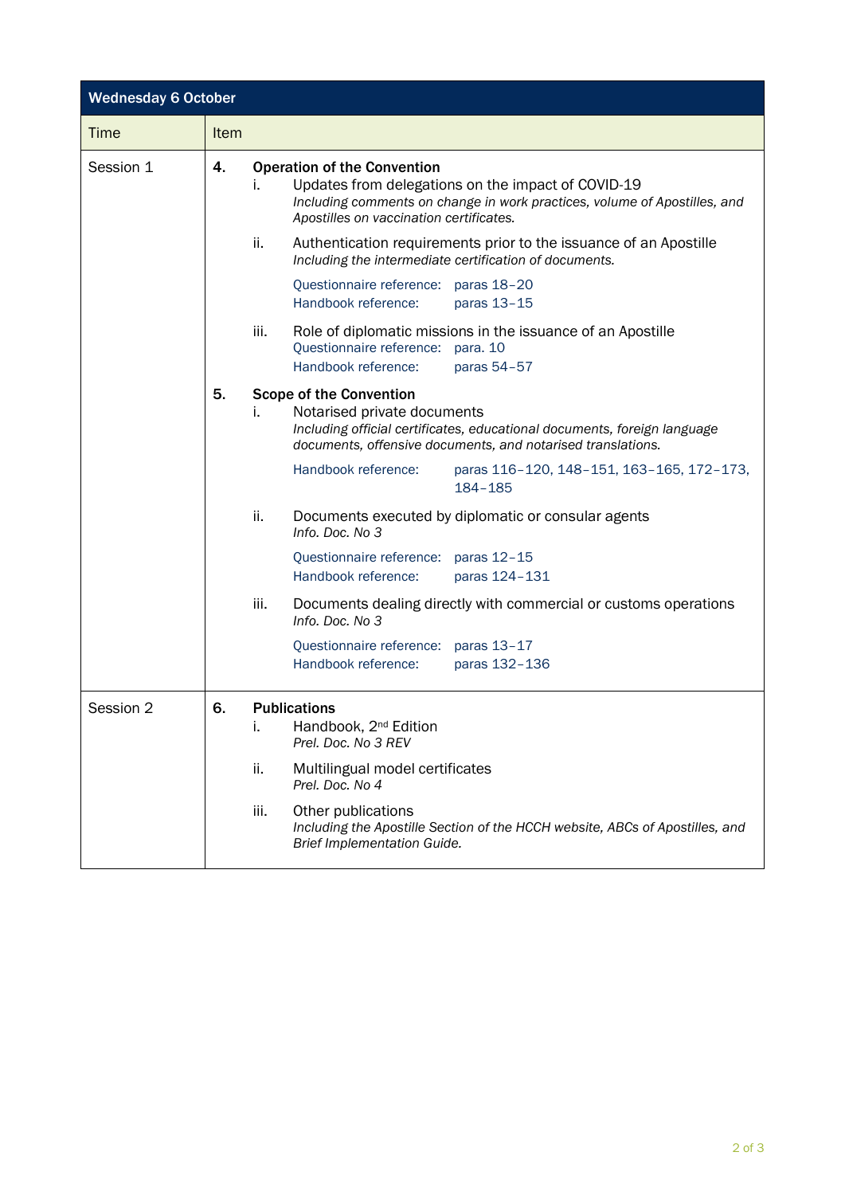| Wednesday 6 October | |
|---|---|
| **Time** | **Item** |
| Session 1 | **4. Operation of the Convention**<br>i. Updates from delegations on the impact of COVID-19<br>*Including comments on change in work practices, volume of Apostilles, and Apostilles on vaccination certificates.*<br>ii. Authentication requirements prior to the issuance of an Apostille<br>*Including the intermediate certification of documents.*<br>Questionnaire reference: paras 18–20<br>Handbook reference: paras 13–15<br>iii. Role of diplomatic missions in the issuance of an Apostille<br>Questionnaire reference: para. 10<br>Handbook reference: paras 54–57<br>**5. Scope of the Convention**<br>i. Notarised private documents<br>*Including official certificates, educational documents, foreign language documents, offensive documents, and notarised translations.*<br>Handbook reference: paras 116–120, 148–151, 163–165, 172–173, 184–185<br>ii. Documents executed by diplomatic or consular agents<br>*Info. Doc. No 3*<br>Questionnaire reference: paras 12–15<br>Handbook reference: paras 124–131<br>iii. Documents dealing directly with commercial or customs operations<br>*Info. Doc. No 3*<br>Questionnaire reference: paras 13–17<br>Handbook reference: paras 132–136 |
| Session 2 | **6. Publications**<br>i. Handbook, 2nd Edition<br>*Prel. Doc. No 3 REV*<br>ii. Multilingual model certificates<br>*Prel. Doc. No 4*<br>iii. Other publications<br>*Including the Apostille Section of the HCCH website, ABCs of Apostilles, and Brief Implementation Guide.* |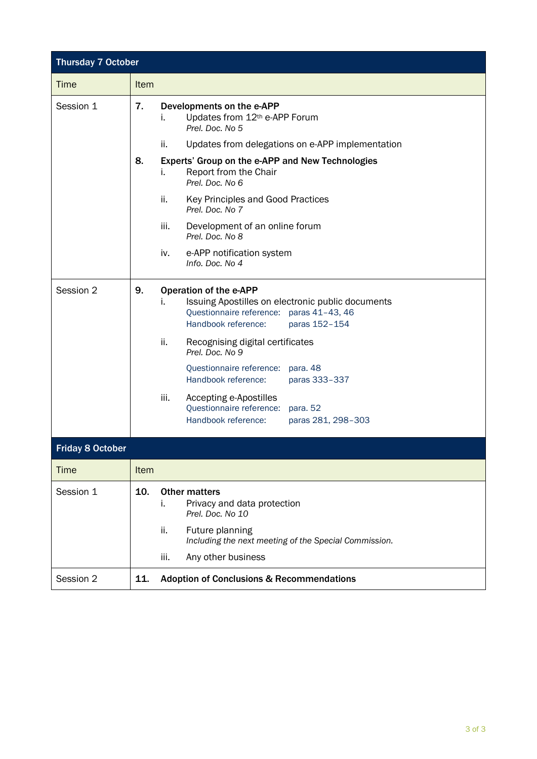| Thursday 7 October | |
|---|---|
| Time | Item |
| Session 1 | **7. Developments on the e-APP**<br>i. Updates from 12th e-APP Forum<br>*Prel. Doc. No 5*<br>ii. Updates from delegations on e-APP implementation<br>**8. Experts' Group on the e-APP and New Technologies**<br>i. Report from the Chair<br>*Prel. Doc. No 6*<br>ii. Key Principles and Good Practices<br>*Prel. Doc. No 7*<br>iii. Development of an online forum<br>*Prel. Doc. No 8*<br>iv. e-APP notification system<br>*Info. Doc. No 4* |
| Session 2 | **9. Operation of the e-APP**<br>i. Issuing Apostilles on electronic public documents<br>Questionnaire reference: paras 41–43, 46<br>Handbook reference: paras 152–154<br>ii. Recognising digital certificates<br>*Prel. Doc. No 9*<br>Questionnaire reference: para. 48<br>Handbook reference: paras 333–337<br>iii. Accepting e-Apostilles<br>Questionnaire reference: para. 52<br>Handbook reference: paras 281, 298–303 |

| Friday 8 October | |
|---|---|
| Time | Item |
| Session 1 | **10. Other matters**<br>i. Privacy and data protection<br>*Prel. Doc. No 10*<br>ii. Future planning<br>*Including the next meeting of the Special Commission.*<br>iii. Any other business |
| Session 2 | **11. Adoption of Conclusions & Recommendations** |